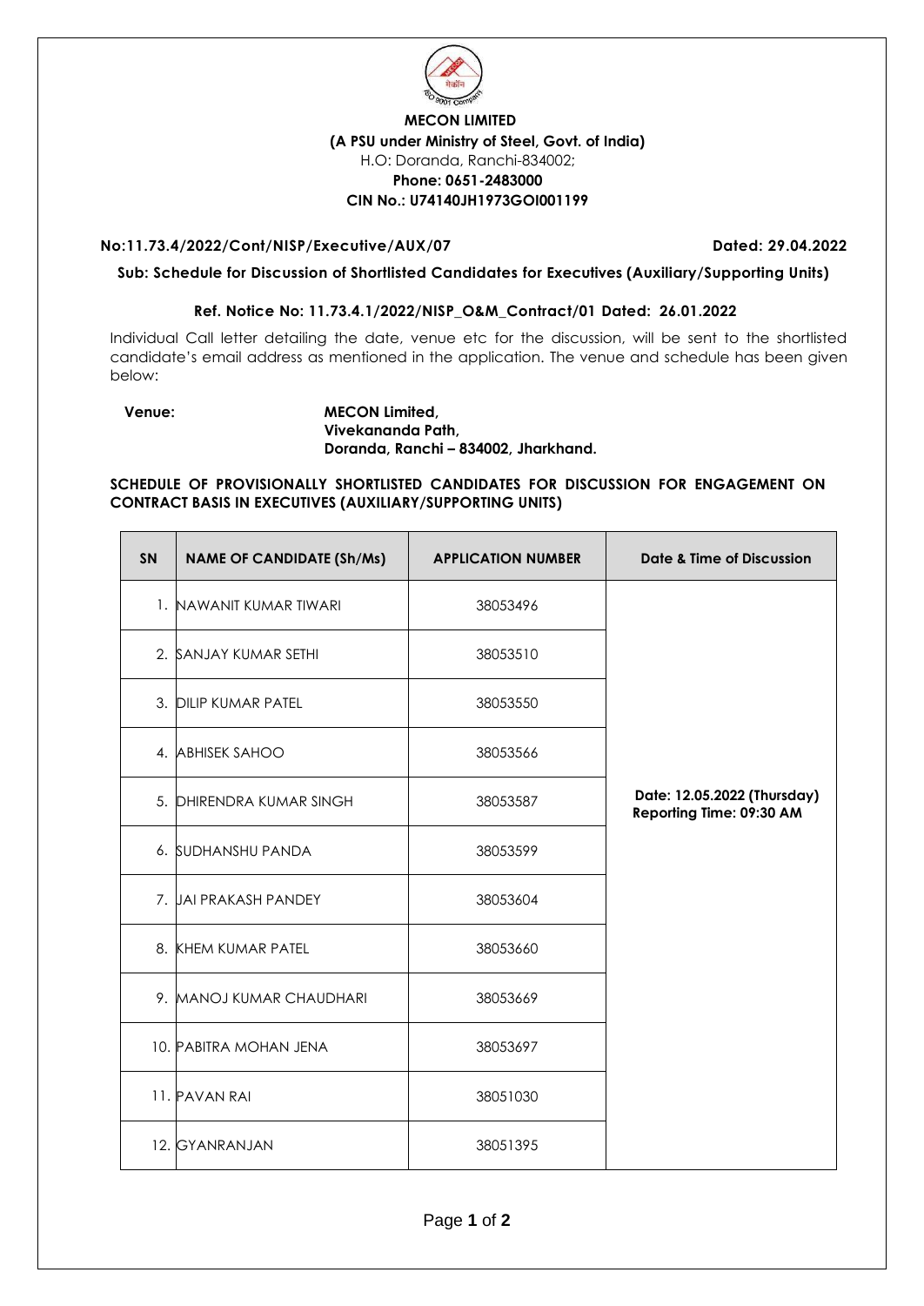**MECON LIMITED**
**(A PSU under Ministry of Steel, Govt. of India)**
H.O: Doranda, Ranchi-834002;
**Phone: 0651-2483000**
**CIN No.: U74140JH1973GOI001199**

**No:11.73.4/2022/Cont/NISP/Executive/AUX/07** **Dated: 29.04.2022**

**Sub: Schedule for Discussion of Shortlisted Candidates for Executives (Auxiliary/Supporting Units)**

**Ref. Notice No: 11.73.4.1/2022/NISP_O&M_Contract/01 Dated: 26.01.2022**

Individual Call letter detailing the date, venue etc for the discussion, will be sent to the shortlisted candidate's email address as mentioned in the application. The venue and schedule has been given below:

**Venue:** **MECON Limited,**
**Vivekananda Path,**
**Doranda, Ranchi – 834002, Jharkhand.**

**SCHEDULE OF PROVISIONALLY SHORTLISTED CANDIDATES FOR DISCUSSION FOR ENGAGEMENT ON CONTRACT BASIS IN EXECUTIVES (AUXILIARY/SUPPORTING UNITS)**

| SN | NAME OF CANDIDATE (Sh/Ms) | APPLICATION NUMBER | Date & Time of Discussion |
|---|---|---|---|
| 1. | NAWANIT KUMAR TIWARI | 38053496 | **Date: 12.05.2022 (Thursday) Reporting Time: 09:30 AM** |
| 2. | SANJAY KUMAR SETHI | 38053510 | |
| 3. | DILIP KUMAR PATEL | 38053550 | |
| 4. | ABHISEK SAHOO | 38053566 | |
| 5. | DHIRENDRA KUMAR SINGH | 38053587 | |
| 6. | SUDHANSHU PANDA | 38053599 | |
| 7. | JAI PRAKASH PANDEY | 38053604 | |
| 8. | KHEM KUMAR PATEL | 38053660 | |
| 9. | MANOJ KUMAR CHAUDHARI | 38053669 | |
| 10. | PABITRA MOHAN JENA | 38053697 | |
| 11. | PAVAN RAI | 38051030 | |
| 12. | GYANRANJAN | 38051395 | |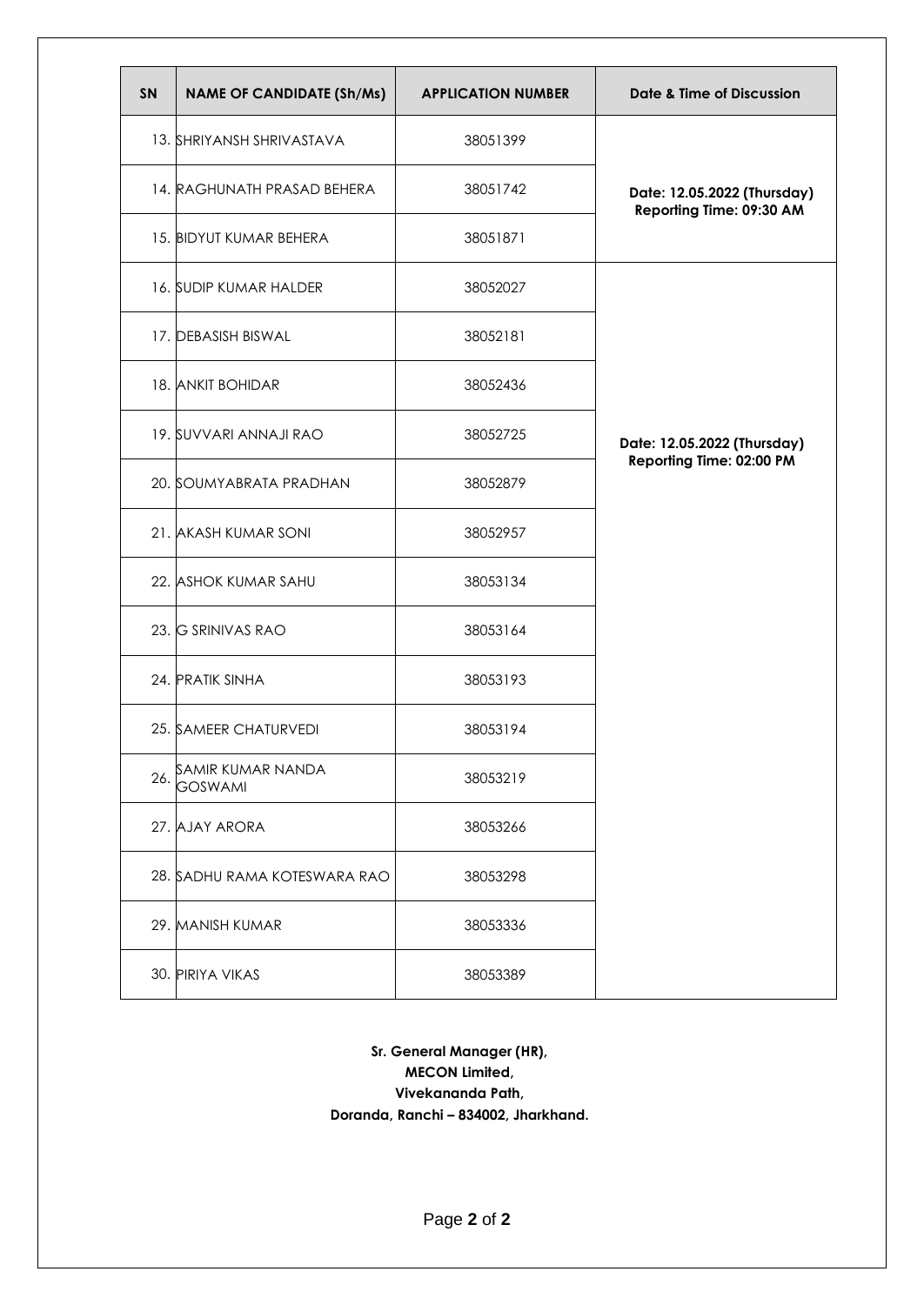| SN | NAME OF CANDIDATE (Sh/Ms) | APPLICATION NUMBER | Date & Time of Discussion |
|---|---|---|---|
| 13. | SHRIYANSH SHRIVASTAVA | 38051399 | **Date: 12.05.2022 (Thursday) Reporting Time: 09:30 AM** |
| 14. | RAGHUNATH PRASAD BEHERA | 38051742 | |
| 15. | BIDYUT KUMAR BEHERA | 38051871 | |
| 16. | SUDIP KUMAR HALDER | 38052027 | **Date: 12.05.2022 (Thursday) Reporting Time: 02:00 PM** |
| 17. | DEBASISH BISWAL | 38052181 | |
| 18. | ANKIT BOHIDAR | 38052436 | |
| 19. | SUVVARI ANNAJI RAO | 38052725 | |
| 20. | SOUMYABRATA PRADHAN | 38052879 | |
| 21. | AKASH KUMAR SONI | 38052957 | |
| 22. | ASHOK KUMAR SAHU | 38053134 | |
| 23. | G SRINIVAS RAO | 38053164 | |
| 24. | PRATIK SINHA | 38053193 | |
| 25. | SAMEER CHATURVEDI | 38053194 | |
| 26. | SAMIR KUMAR NANDA GOSWAMI | 38053219 | |
| 27. | AJAY ARORA | 38053266 | |
| 28. | SADHU RAMA KOTESWARA RAO | 38053298 | |
| 29. | MANISH KUMAR | 38053336 | |
| 30. | PIRIYA VIKAS | 38053389 | |

**Sr. General Manager (HR),**
**MECON Limited,**
**Vivekananda Path,**
**Doranda, Ranchi – 834002, Jharkhand.**